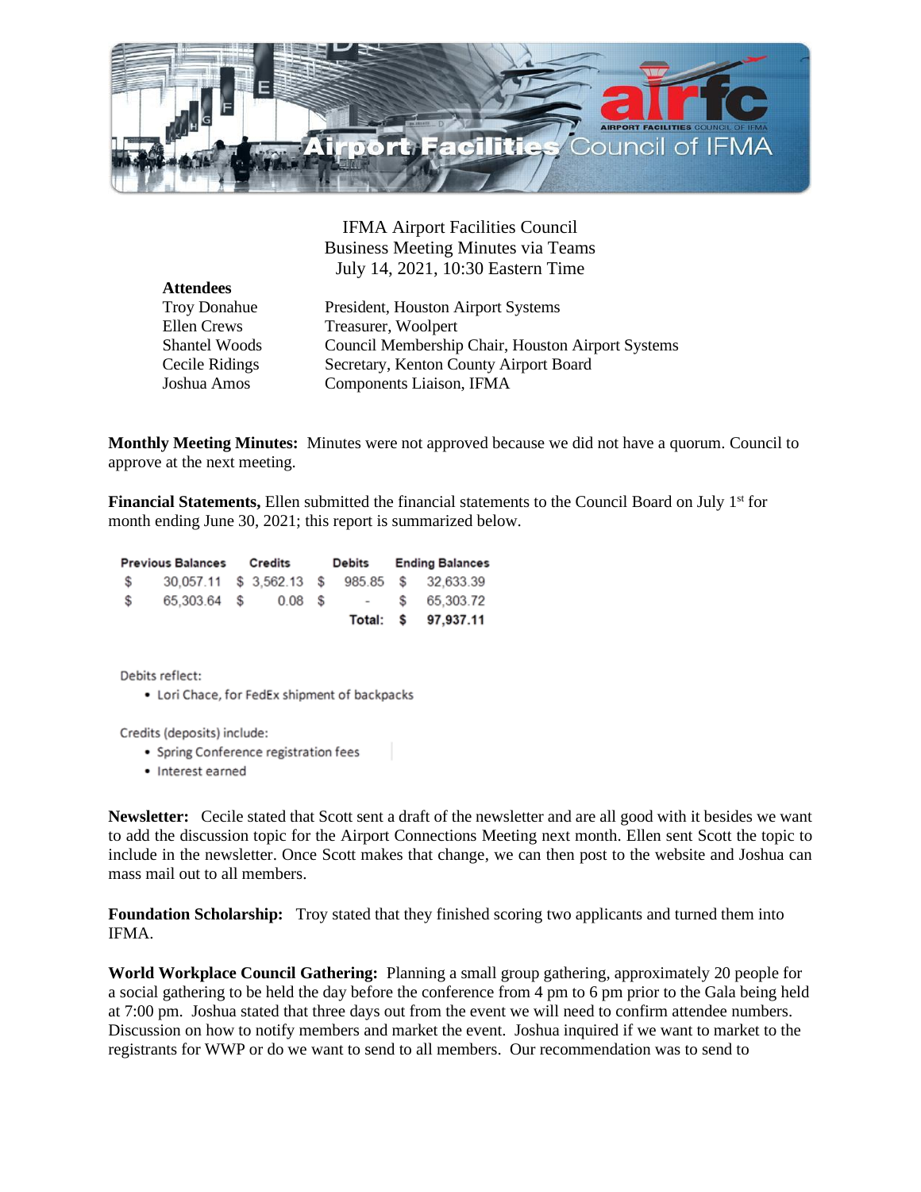IFMA Airport Facilities Council
Business Meeting Minutes via Teams
July 14, 2021, 10:30 Eastern Time

**Attendees**

| | |
|---|---|
| Troy Donahue | President, Houston Airport Systems |
| Ellen Crews | Treasurer, Woolpert |
| Shantel Woods | Council Membership Chair, Houston Airport Systems |
| Cecile Ridings | Secretary, Kenton County Airport Board |
| Joshua Amos | Components Liaison, IFMA |

**Monthly Meeting Minutes:** Minutes were not approved because we did not have a quorum. Council to approve at the next meeting.

**Financial Statements,** Ellen submitted the financial statements to the Council Board on July 1st for month ending June 30, 2021; this report is summarized below.

| Previous Balances | Credits | Debits | Ending Balances |
|---|---|---|---|
| $ 30,057.11 | $ 3,562.13 | $ 985.85 | $ 32,633.39 |
| $ 65,303.64 | $ 0.08 | $ - | $ 65,303.72 |
| | | **Total:** | **$ 97,937.11** |

Debits reflect:

- Lori Chace, for FedEx shipment of backpacks

Credits (deposits) include:

- Spring Conference registration fees
- Interest earned

**Newsletter:** Cecile stated that Scott sent a draft of the newsletter and are all good with it besides we want to add the discussion topic for the Airport Connections Meeting next month. Ellen sent Scott the topic to include in the newsletter. Once Scott makes that change, we can then post to the website and Joshua can mass mail out to all members.

**Foundation Scholarship:** Troy stated that they finished scoring two applicants and turned them into IFMA.

**World Workplace Council Gathering:** Planning a small group gathering, approximately 20 people for a social gathering to be held the day before the conference from 4 pm to 6 pm prior to the Gala being held at 7:00 pm. Joshua stated that three days out from the event we will need to confirm attendee numbers. Discussion on how to notify members and market the event. Joshua inquired if we want to market to the registrants for WWP or do we want to send to all members. Our recommendation was to send to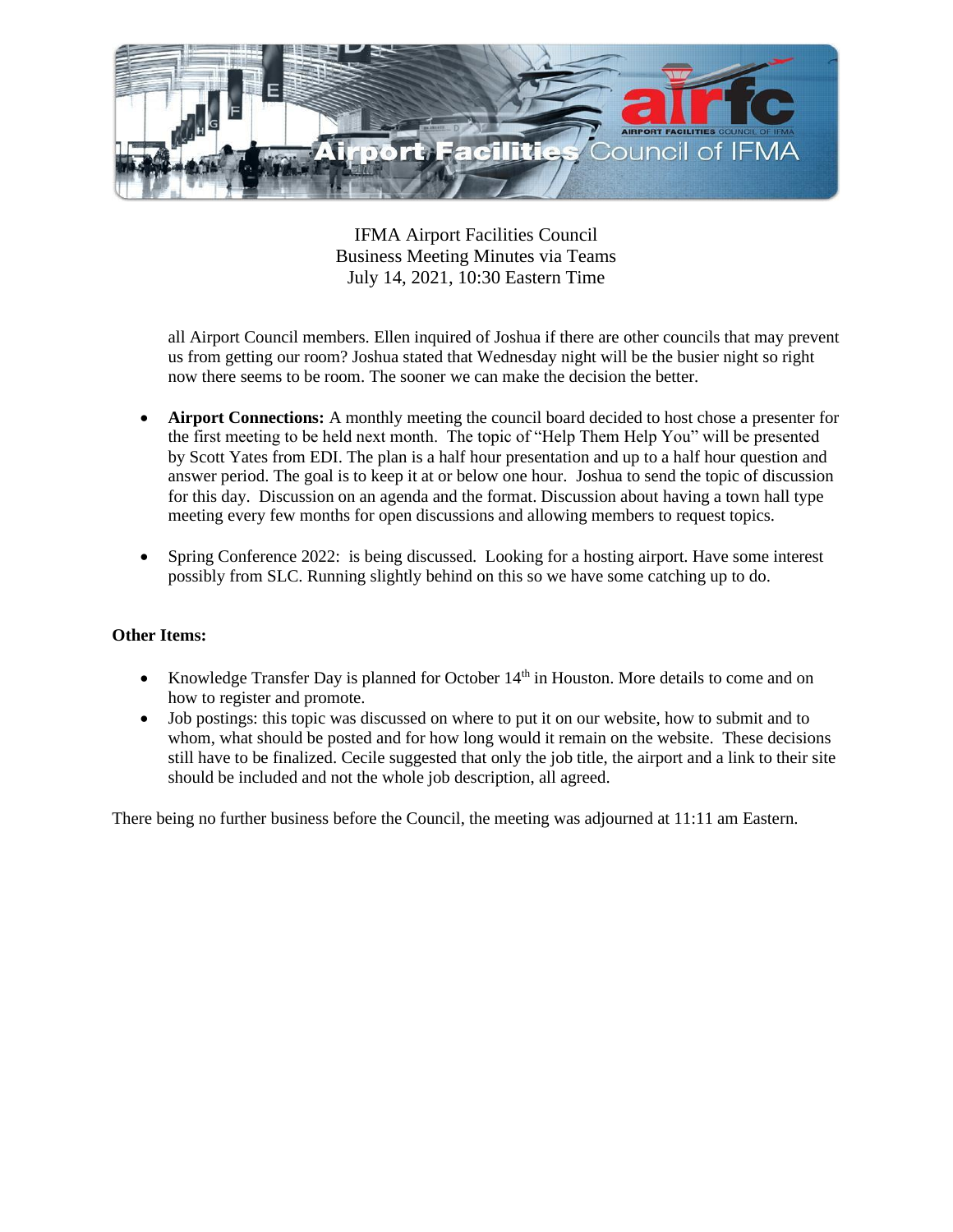IFMA Airport Facilities Council
Business Meeting Minutes via Teams
July 14, 2021, 10:30 Eastern Time

all Airport Council members. Ellen inquired of Joshua if there are other councils that may prevent us from getting our room? Joshua stated that Wednesday night will be the busier night so right now there seems to be room. The sooner we can make the decision the better.

- **Airport Connections:** A monthly meeting the council board decided to host chose a presenter for the first meeting to be held next month. The topic of "Help Them Help You" will be presented by Scott Yates from EDI. The plan is a half hour presentation and up to a half hour question and answer period. The goal is to keep it at or below one hour. Joshua to send the topic of discussion for this day. Discussion on an agenda and the format. Discussion about having a town hall type meeting every few months for open discussions and allowing members to request topics.

- Spring Conference 2022: is being discussed. Looking for a hosting airport. Have some interest possibly from SLC. Running slightly behind on this so we have some catching up to do.

**Other Items:**

- Knowledge Transfer Day is planned for October 14th in Houston. More details to come and on how to register and promote.
- Job postings: this topic was discussed on where to put it on our website, how to submit and to whom, what should be posted and for how long would it remain on the website. These decisions still have to be finalized. Cecile suggested that only the job title, the airport and a link to their site should be included and not the whole job description, all agreed.

There being no further business before the Council, the meeting was adjourned at 11:11 am Eastern.